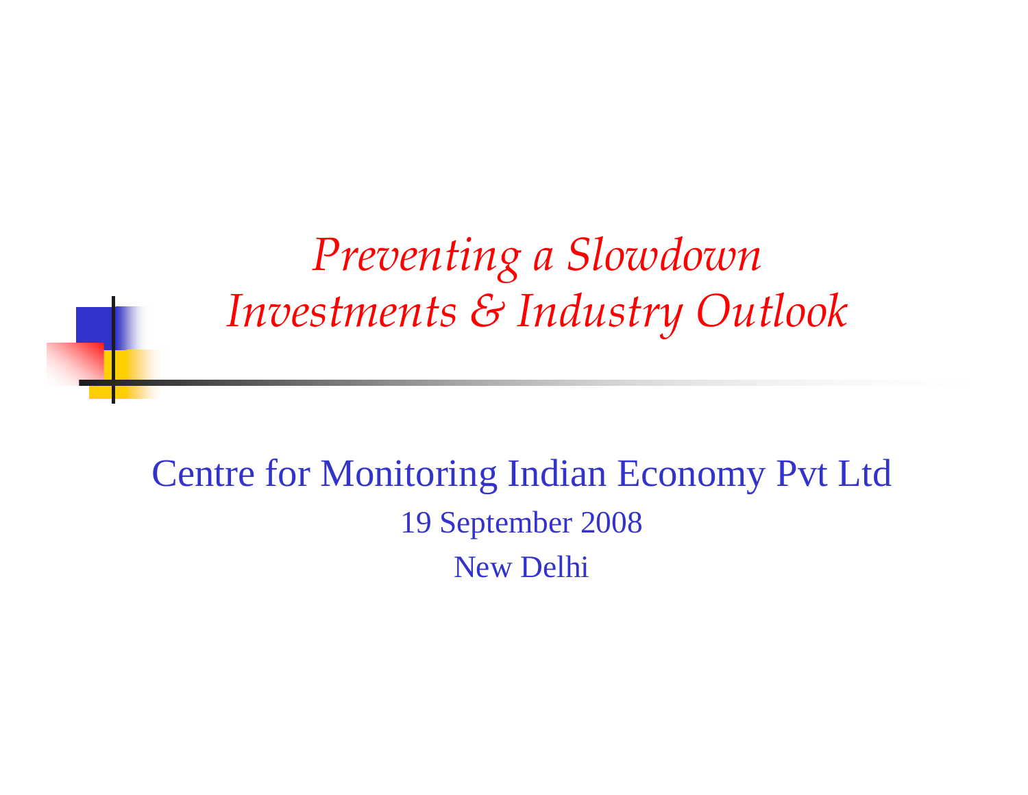# *Preventing a Slowdown Investments & Industry Outlook*

Centre for Monitoring Indian Economy Pvt Ltd

19 September 2008

New Delhi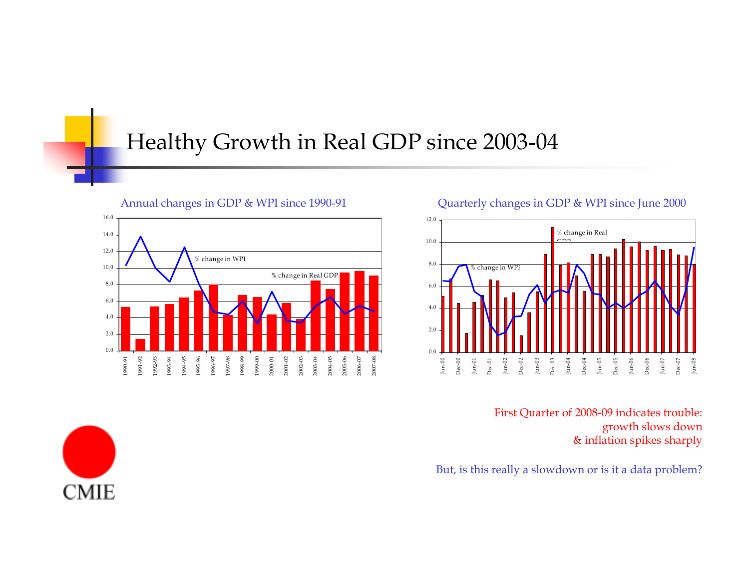# Healthy Growth in Real GDP since 2003-04

Annual changes in GDP & WPI since 1990-91

Quarterly changes in GDP & WPI since June 2000

First Quarter of 2008-09 indicates trouble: growth slows down & inflation spikes sharply

But, is this really a slowdown or is it a data problem?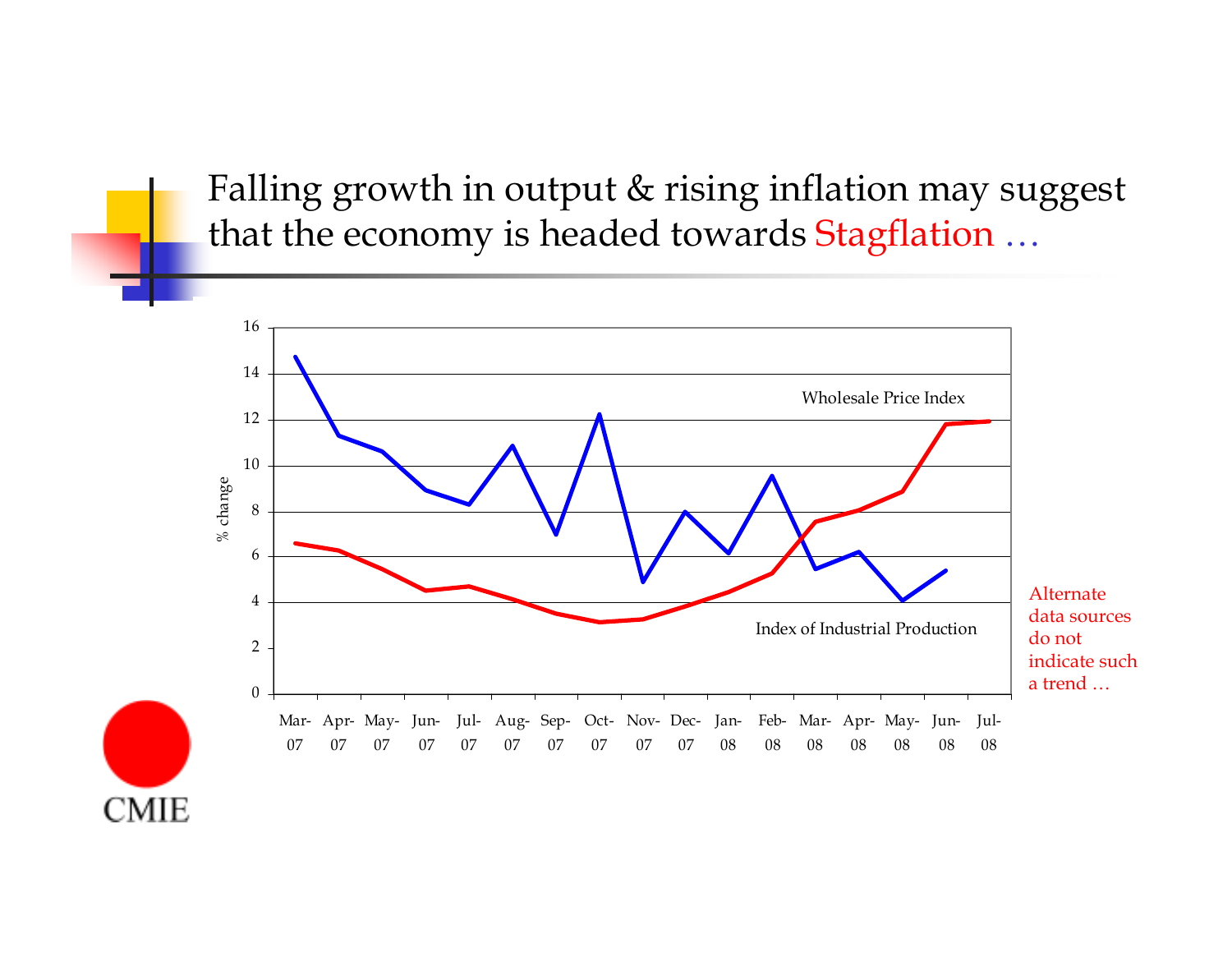# Falling growth in output & rising inflation may suggest that the economy is headed towards Stagflation …

Wholesale Price Index

Index of Industrial Production

% change

16, 14, 12, 10, 8, 6, 4, 2, 0

Mar-07, Apr-07, May-07, Jun-07, Jul-07, Aug-07, Sep-07, Oct-07, Nov-07, Dec-07, Jan-08, Feb-08, Mar-08, Apr-08, May-08, Jun-08, Jul-08

Alternate data sources do not indicate such a trend …

CMIE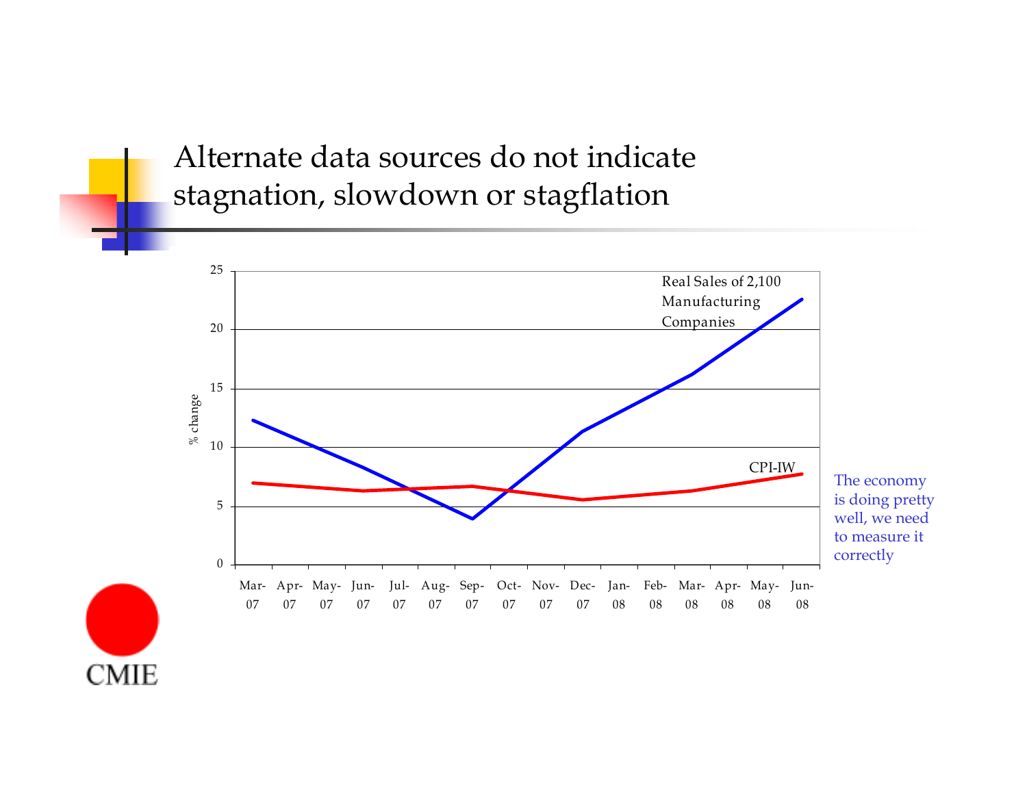# Alternate data sources do not indicate stagnation, slowdown or stagflation

% change

Real Sales of 2,100 Manufacturing Companies

CPI-IW

Mar-07 Apr-07 May-07 Jun-07 Jul-07 Aug-07 Sep-07 Oct-07 Nov-07 Dec-07 Jan-08 Feb-08 Mar-08 Apr-08 May-08 Jun-08

The economy is doing pretty well, we need to measure it correctly

CMIE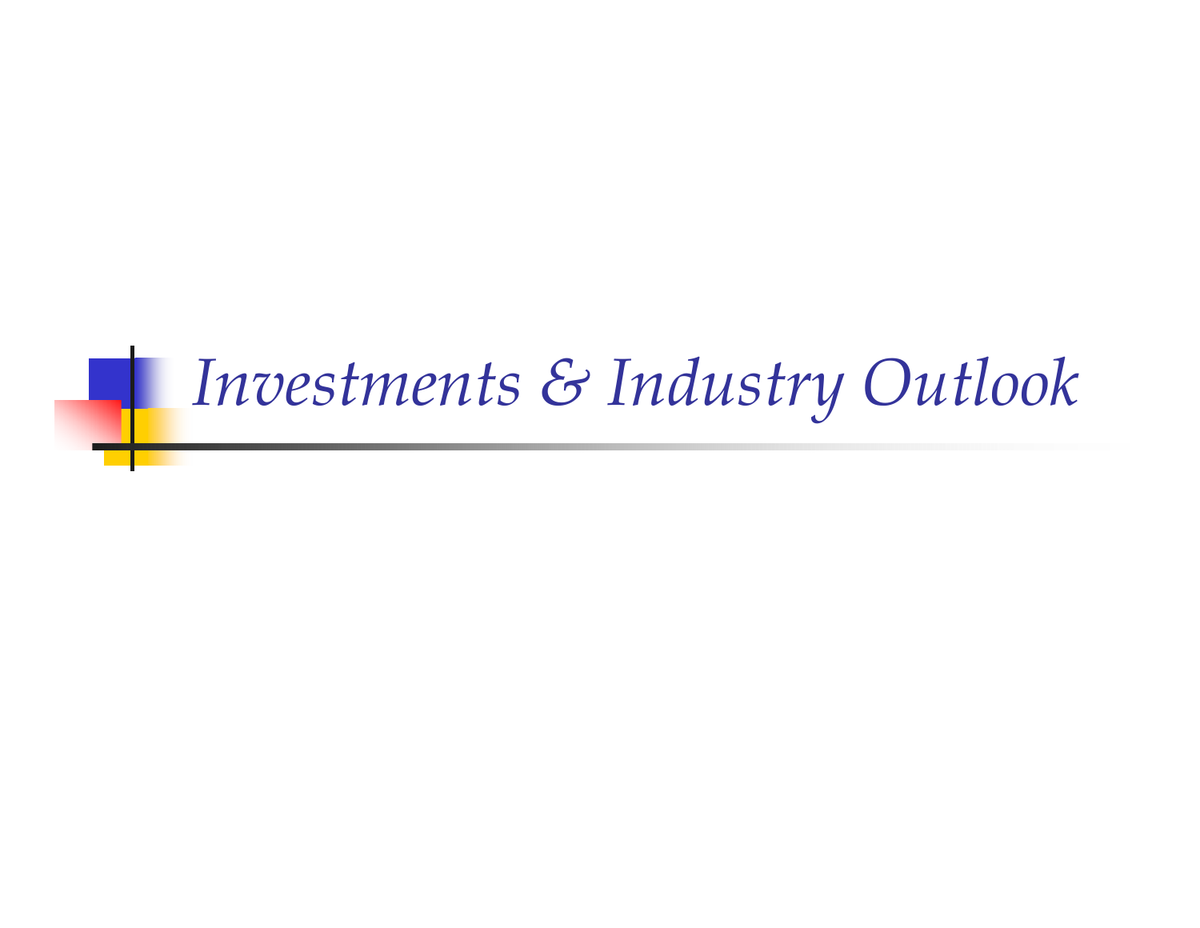# Investments & Industry Outlook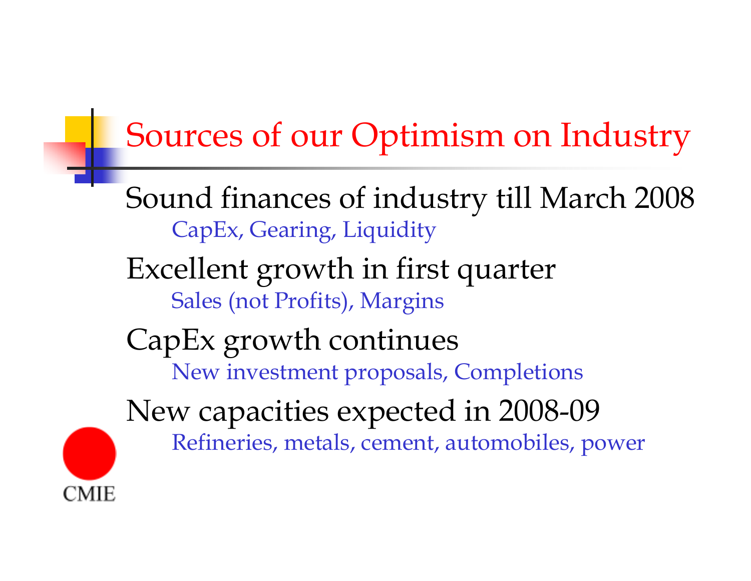# Sources of our Optimism on Industry

- Sound finances of industry till March 2008
  - CapEx, Gearing, Liquidity
- Excellent growth in first quarter
  - Sales (not Profits), Margins
- CapEx growth continues
  - New investment proposals, Completions
- New capacities expected in 2008-09
  - Refineries, metals, cement, automobiles, power

CMIE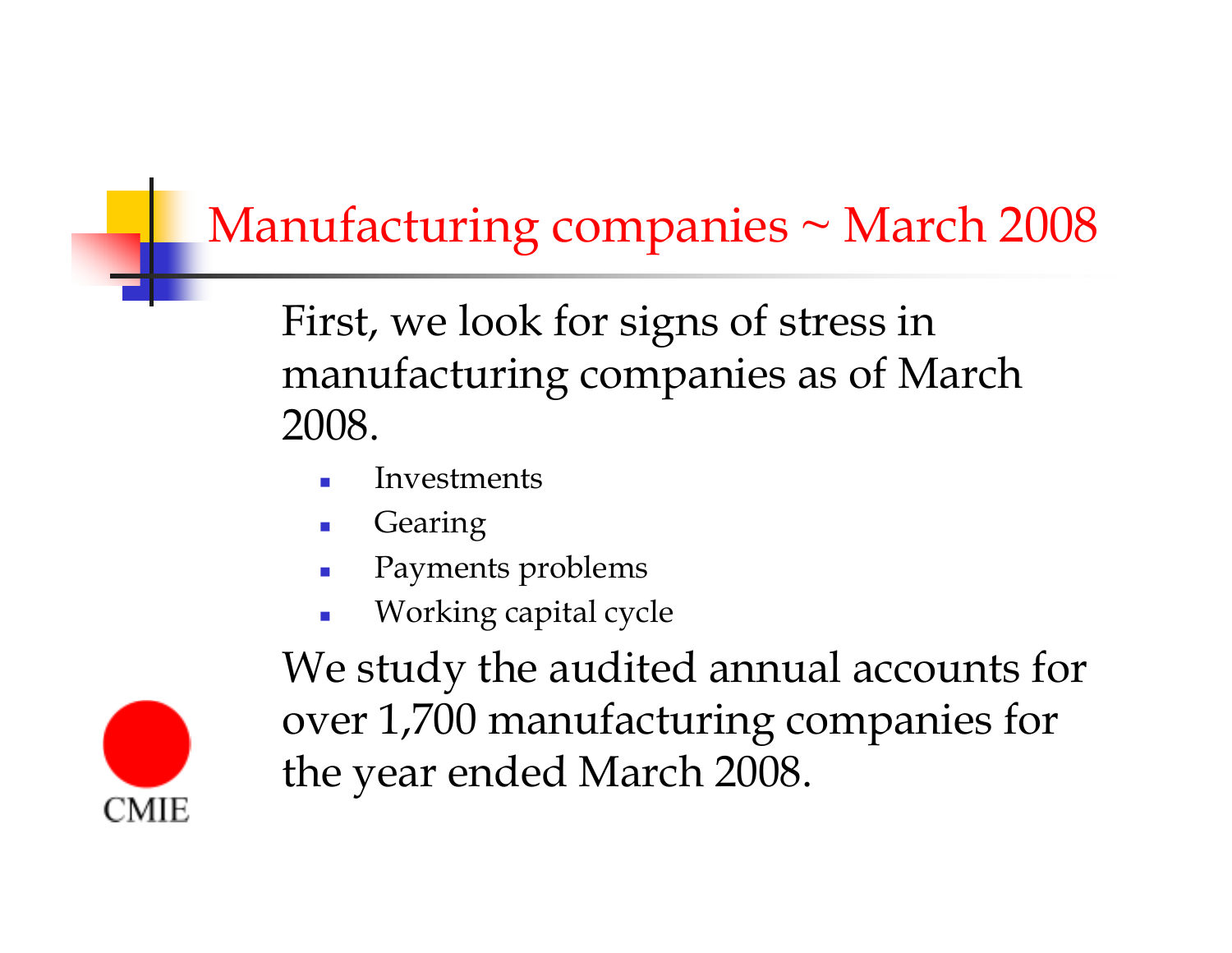# Manufacturing companies ~ March 2008

First, we look for signs of stress in manufacturing companies as of March 2008.

- Investments
- Gearing
- Payments problems
- Working capital cycle

We study the audited annual accounts for over 1,700 manufacturing companies for the year ended March 2008.

CMIE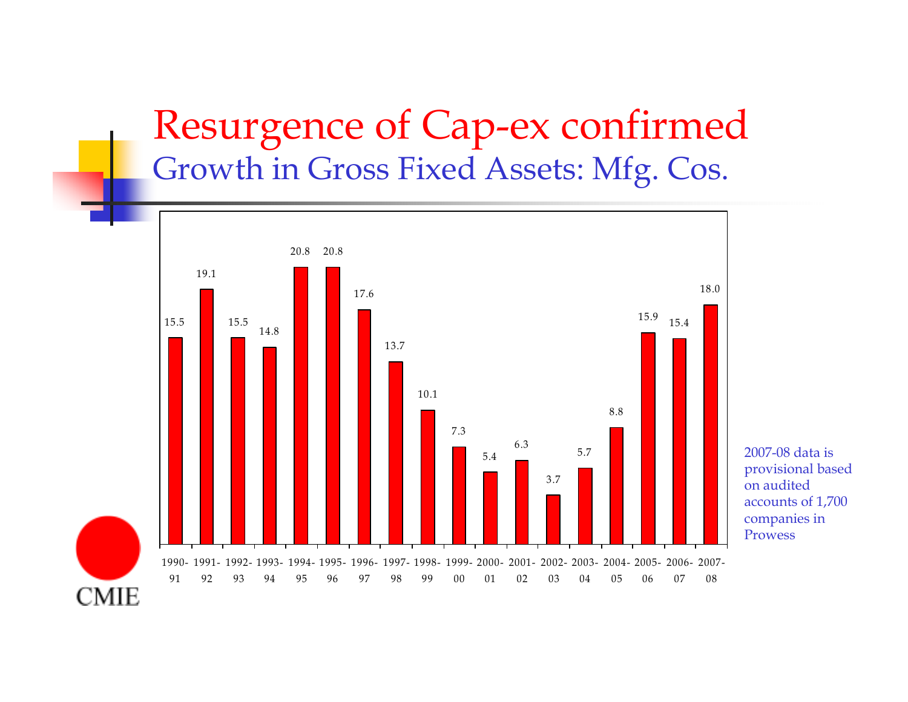# Resurgence of Cap-ex confirmed

## Growth in Gross Fixed Assets: Mfg. Cos.

| Year | Growth (%) |
|---|---|
| 1990-91 | 15.5 |
| 1991-92 | 19.1 |
| 1992-93 | 15.5 |
| 1993-94 | 14.8 |
| 1994-95 | 20.8 |
| 1995-96 | 20.8 |
| 1996-97 | 17.6 |
| 1997-98 | 13.7 |
| 1998-99 | 10.1 |
| 1999-00 | 7.3 |
| 2000-01 | 5.4 |
| 2001-02 | 6.3 |
| 2002-03 | 3.7 |
| 2003-04 | 5.7 |
| 2004-05 | 8.8 |
| 2005-06 | 15.9 |
| 2006-07 | 15.4 |
| 2007-08 | 18.0 |

2007-08 data is provisional based on audited accounts of 1,700 companies in Prowess

CMIE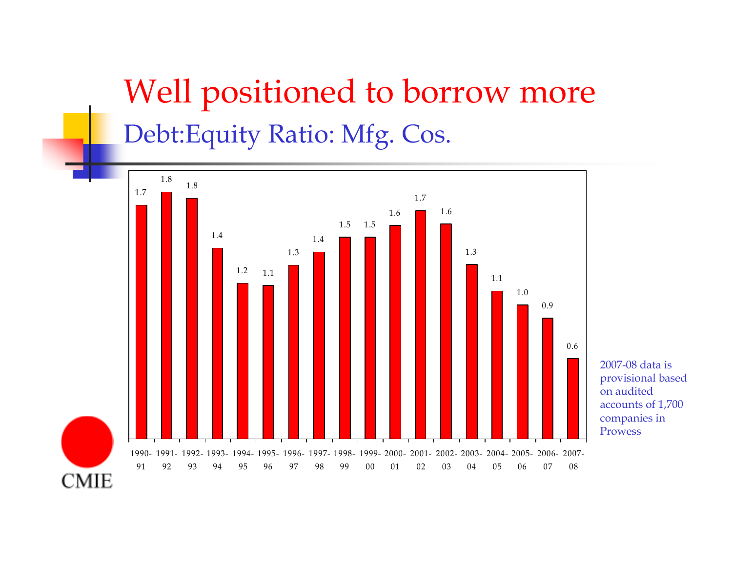# Well positioned to borrow more

## Debt:Equity Ratio: Mfg. Cos.

| Year | Debt:Equity Ratio |
|---|---|
| 1990-91 | 1.7 |
| 1991-92 | 1.8 |
| 1992-93 | 1.8 |
| 1993-94 | 1.4 |
| 1994-95 | 1.2 |
| 1995-96 | 1.1 |
| 1996-97 | 1.3 |
| 1997-98 | 1.4 |
| 1998-99 | 1.5 |
| 1999-00 | 1.5 |
| 2000-01 | 1.6 |
| 2001-02 | 1.7 |
| 2002-03 | 1.6 |
| 2003-04 | 1.3 |
| 2004-05 | 1.1 |
| 2005-06 | 1.0 |
| 2006-07 | 0.9 |
| 2007-08 | 0.6 |

2007-08 data is provisional based on audited accounts of 1,700 companies in Prowess

CMIE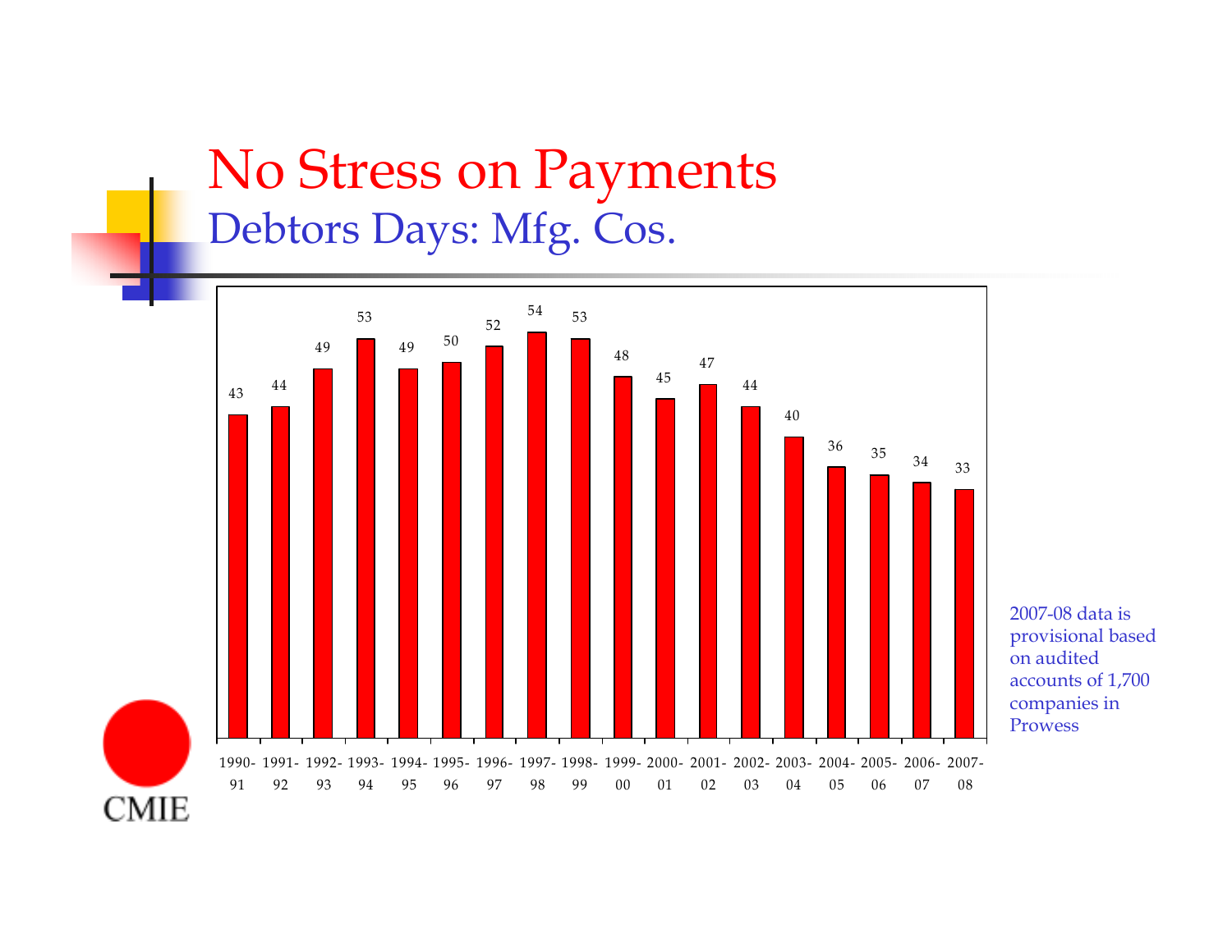# No Stress on Payments

## Debtors Days: Mfg. Cos.

| Year | Debtors Days |
|---|---|
| 1990-91 | 43 |
| 1991-92 | 44 |
| 1992-93 | 49 |
| 1993-94 | 53 |
| 1994-95 | 49 |
| 1995-96 | 50 |
| 1996-97 | 52 |
| 1997-98 | 54 |
| 1998-99 | 53 |
| 1999-00 | 48 |
| 2000-01 | 45 |
| 2001-02 | 47 |
| 2002-03 | 44 |
| 2003-04 | 40 |
| 2004-05 | 36 |
| 2005-06 | 35 |
| 2006-07 | 34 |
| 2007-08 | 33 |

2007-08 data is provisional based on audited accounts of 1,700 companies in Prowess

CMIE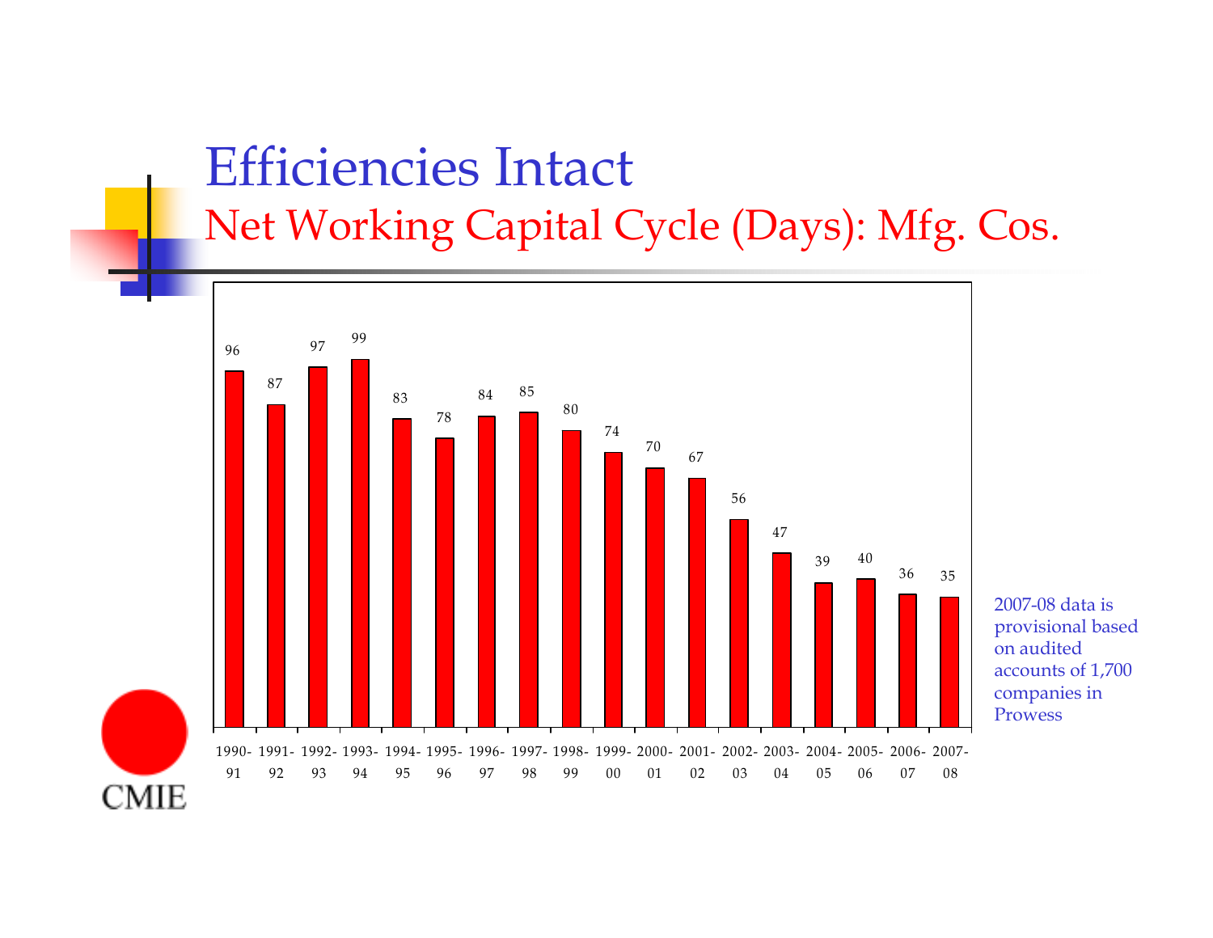# Efficiencies Intact

## Net Working Capital Cycle (Days): Mfg. Cos.

| Year | Days |
|---|---|
| 1990-91 | 96 |
| 1991-92 | 87 |
| 1992-93 | 97 |
| 1993-94 | 99 |
| 1994-95 | 83 |
| 1995-96 | 78 |
| 1996-97 | 84 |
| 1997-98 | 85 |
| 1998-99 | 80 |
| 1999-00 | 74 |
| 2000-01 | 70 |
| 2001-02 | 67 |
| 2002-03 | 56 |
| 2003-04 | 47 |
| 2004-05 | 39 |
| 2005-06 | 40 |
| 2006-07 | 36 |
| 2007-08 | 35 |

2007-08 data is provisional based on audited accounts of 1,700 companies in Prowess

CMIE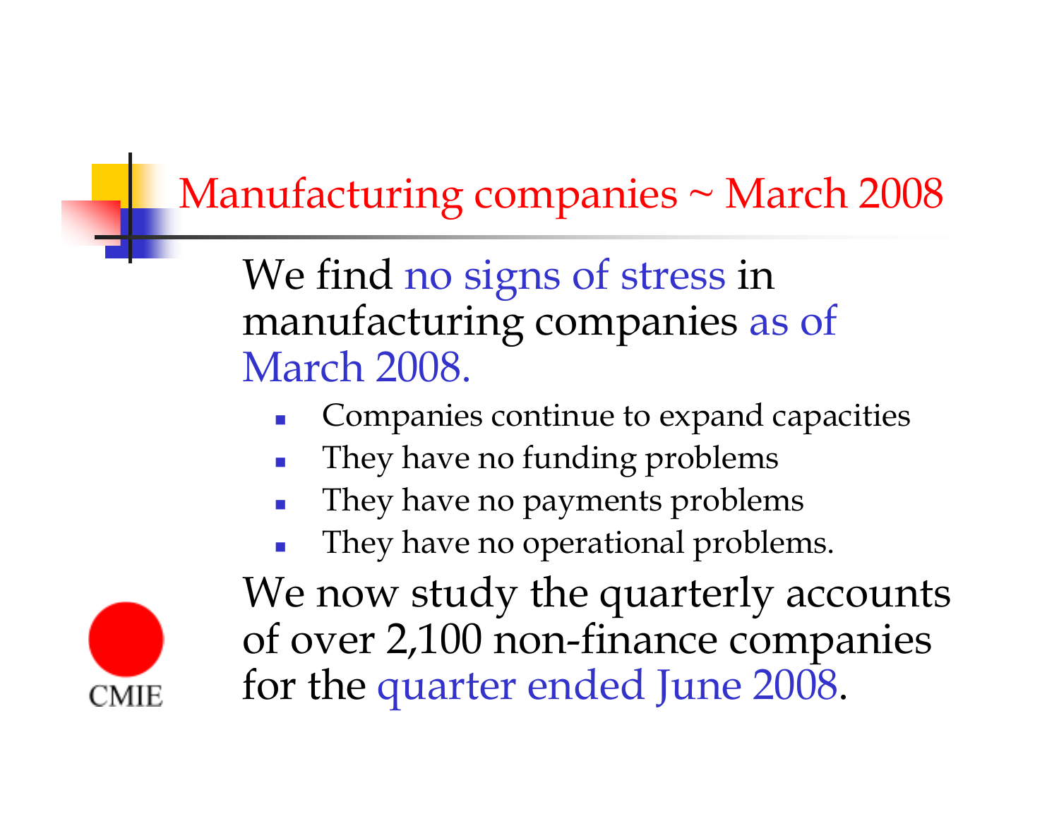# Manufacturing companies ~ March 2008

We find no signs of stress in manufacturing companies as of March 2008.

- Companies continue to expand capacities
- They have no funding problems
- They have no payments problems
- They have no operational problems.

We now study the quarterly accounts of over 2,100 non-finance companies for the quarter ended June 2008.

CMIE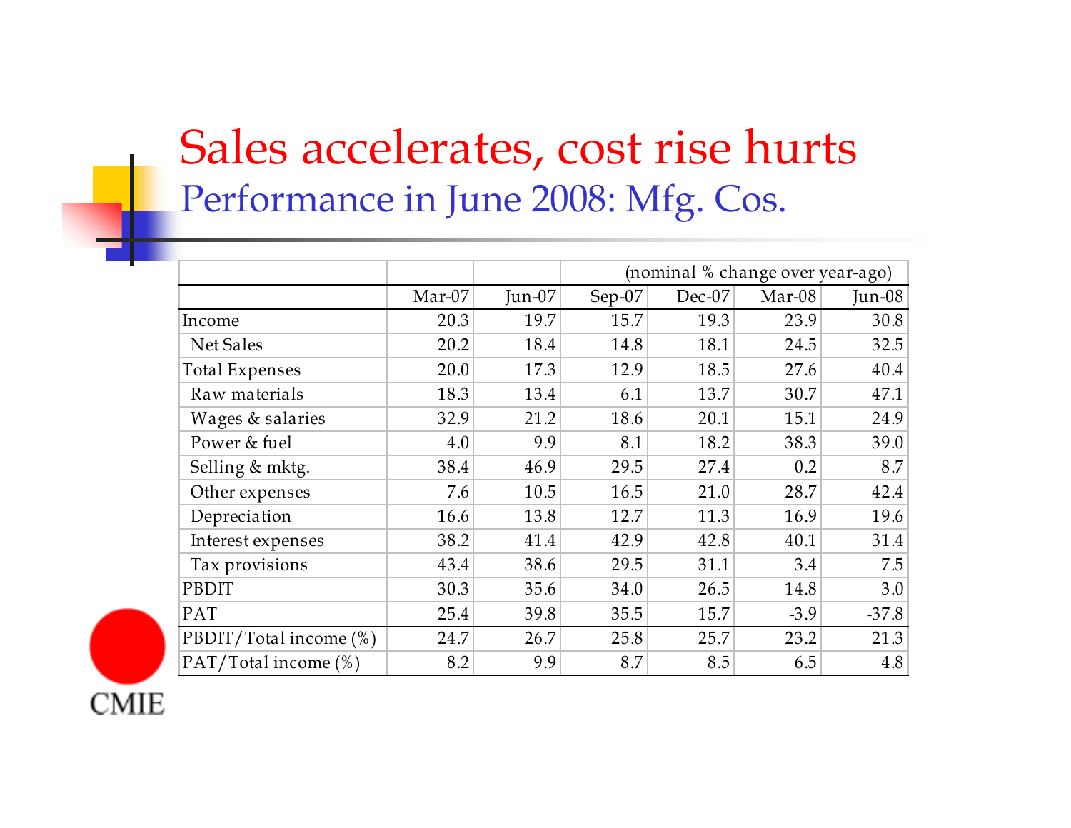# Sales accelerates, cost rise hurts

## Performance in June 2008: Mfg. Cos.

| | | | (nominal % change over year-ago) | | | |
|---|---|---|---|---|---|---|
| | Mar-07 | Jun-07 | Sep-07 | Dec-07 | Mar-08 | Jun-08 |
| Income | 20.3 | 19.7 | 15.7 | 19.3 | 23.9 | 30.8 |
| Net Sales | 20.2 | 18.4 | 14.8 | 18.1 | 24.5 | 32.5 |
| Total Expenses | 20.0 | 17.3 | 12.9 | 18.5 | 27.6 | 40.4 |
| Raw materials | 18.3 | 13.4 | 6.1 | 13.7 | 30.7 | 47.1 |
| Wages & salaries | 32.9 | 21.2 | 18.6 | 20.1 | 15.1 | 24.9 |
| Power & fuel | 4.0 | 9.9 | 8.1 | 18.2 | 38.3 | 39.0 |
| Selling & mktg. | 38.4 | 46.9 | 29.5 | 27.4 | 0.2 | 8.7 |
| Other expenses | 7.6 | 10.5 | 16.5 | 21.0 | 28.7 | 42.4 |
| Depreciation | 16.6 | 13.8 | 12.7 | 11.3 | 16.9 | 19.6 |
| Interest expenses | 38.2 | 41.4 | 42.9 | 42.8 | 40.1 | 31.4 |
| Tax provisions | 43.4 | 38.6 | 29.5 | 31.1 | 3.4 | 7.5 |
| PBDIT | 30.3 | 35.6 | 34.0 | 26.5 | 14.8 | 3.0 |
| PAT | 25.4 | 39.8 | 35.5 | 15.7 | -3.9 | -37.8 |
| PBDIT/Total income (%) | 24.7 | 26.7 | 25.8 | 25.7 | 23.2 | 21.3 |
| PAT/Total income (%) | 8.2 | 9.9 | 8.7 | 8.5 | 6.5 | 4.8 |

CMIE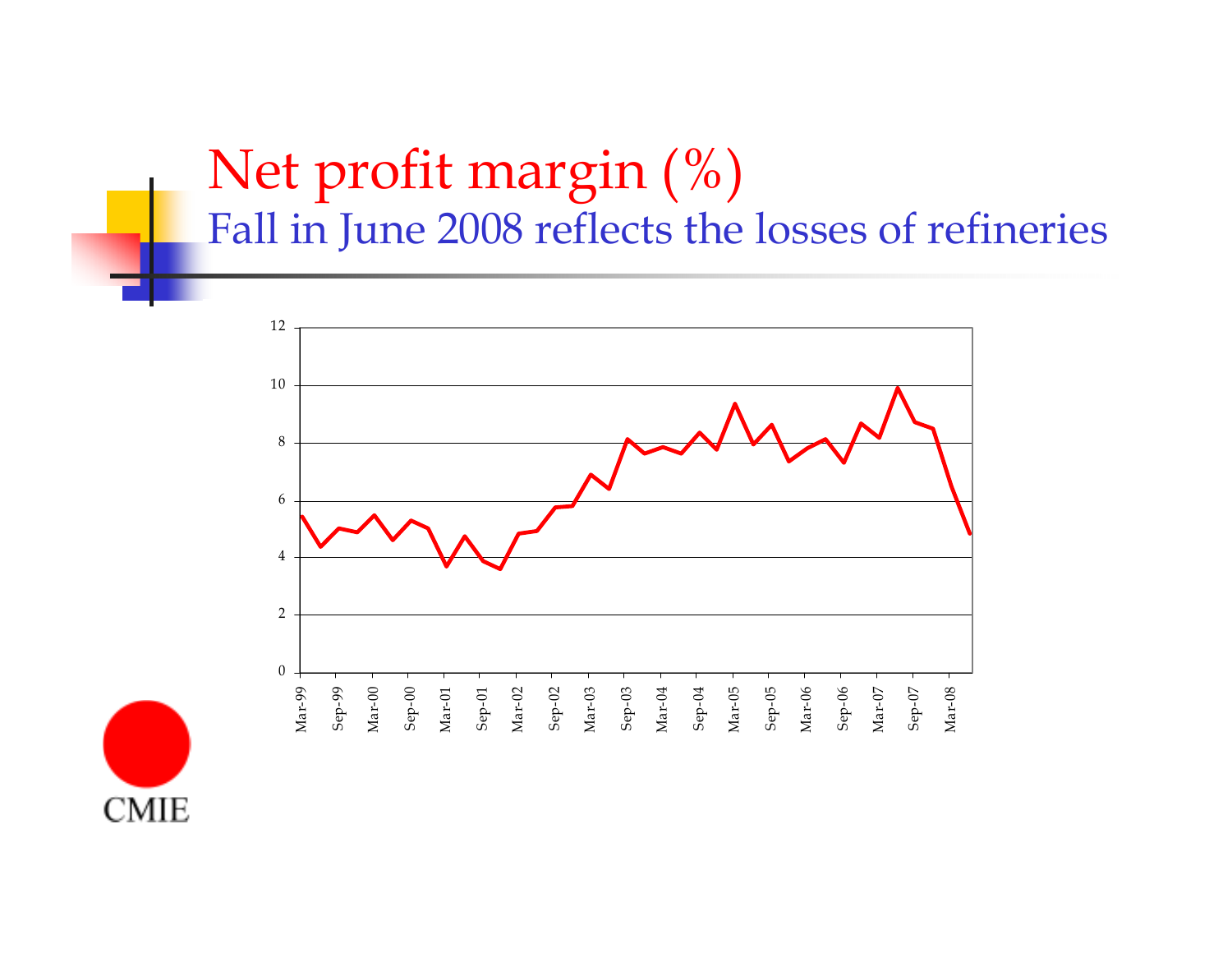# Net profit margin (%)

## Fall in June 2008 reflects the losses of refineries

CMIE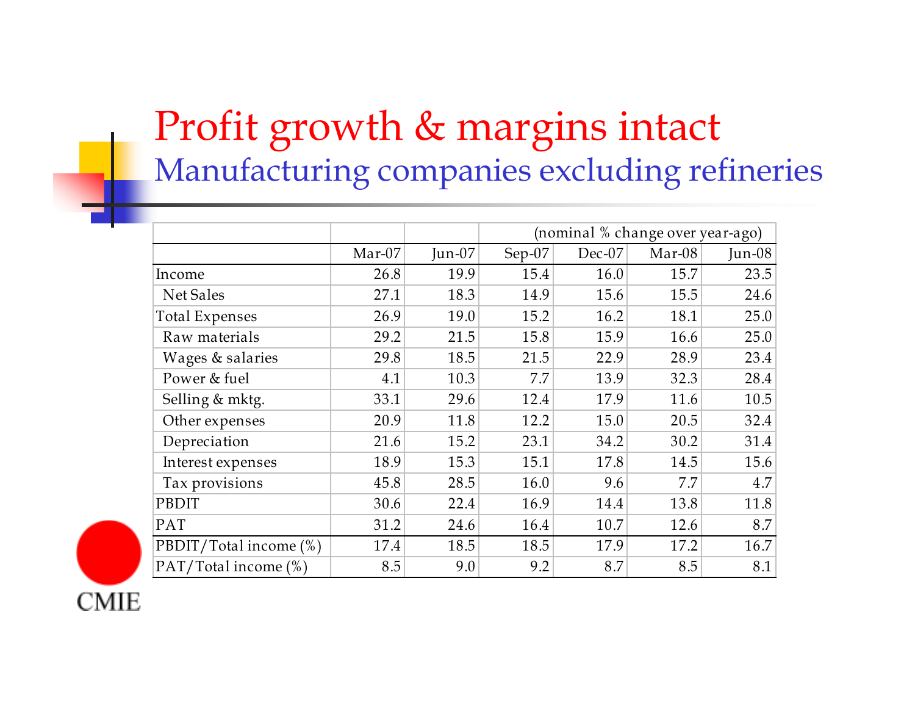# Profit growth & margins intact

## Manufacturing companies excluding refineries

| | | | (nominal % change over year-ago) | | | |
|---|---|---|---|---|---|---|
| | Mar-07 | Jun-07 | Sep-07 | Dec-07 | Mar-08 | Jun-08 |
| Income | 26.8 | 19.9 | 15.4 | 16.0 | 15.7 | 23.5 |
| Net Sales | 27.1 | 18.3 | 14.9 | 15.6 | 15.5 | 24.6 |
| Total Expenses | 26.9 | 19.0 | 15.2 | 16.2 | 18.1 | 25.0 |
| Raw materials | 29.2 | 21.5 | 15.8 | 15.9 | 16.6 | 25.0 |
| Wages & salaries | 29.8 | 18.5 | 21.5 | 22.9 | 28.9 | 23.4 |
| Power & fuel | 4.1 | 10.3 | 7.7 | 13.9 | 32.3 | 28.4 |
| Selling & mktg. | 33.1 | 29.6 | 12.4 | 17.9 | 11.6 | 10.5 |
| Other expenses | 20.9 | 11.8 | 12.2 | 15.0 | 20.5 | 32.4 |
| Depreciation | 21.6 | 15.2 | 23.1 | 34.2 | 30.2 | 31.4 |
| Interest expenses | 18.9 | 15.3 | 15.1 | 17.8 | 14.5 | 15.6 |
| Tax provisions | 45.8 | 28.5 | 16.0 | 9.6 | 7.7 | 4.7 |
| PBDIT | 30.6 | 22.4 | 16.9 | 14.4 | 13.8 | 11.8 |
| PAT | 31.2 | 24.6 | 16.4 | 10.7 | 12.6 | 8.7 |
| PBDIT/Total income (%) | 17.4 | 18.5 | 18.5 | 17.9 | 17.2 | 16.7 |
| PAT/Total income (%) | 8.5 | 9.0 | 9.2 | 8.7 | 8.5 | 8.1 |

CMIE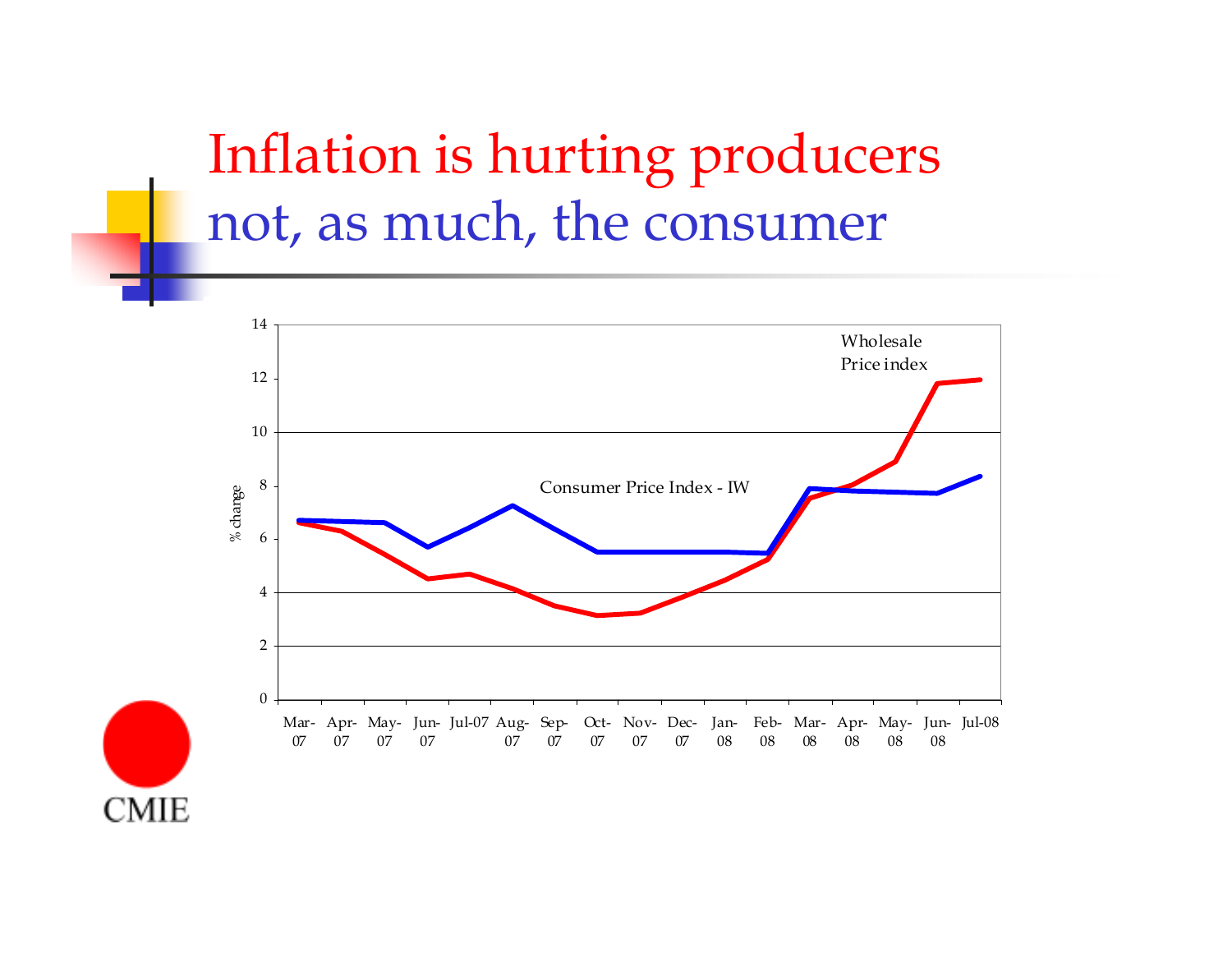# Inflation is hurting producers not, as much, the consumer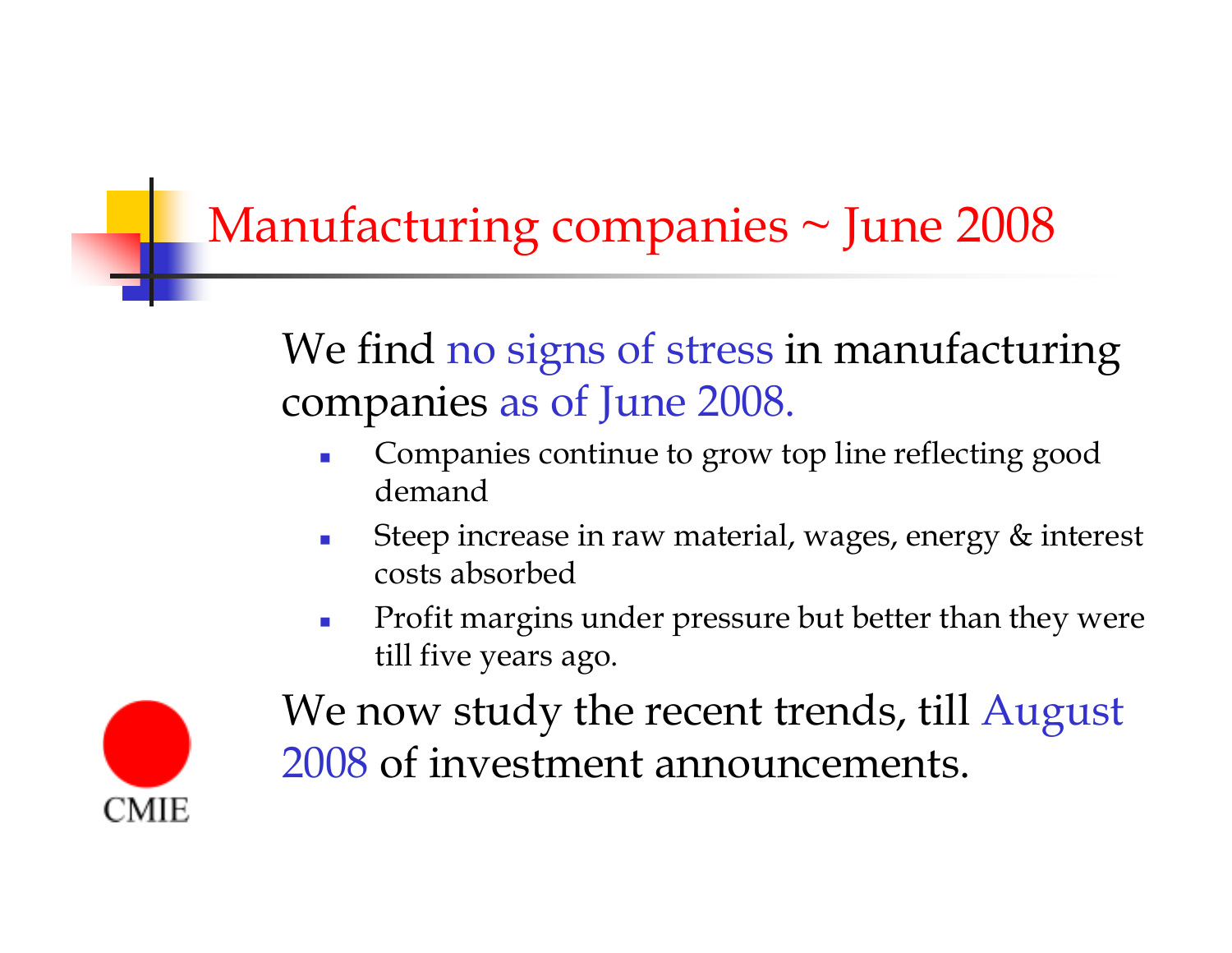# Manufacturing companies ~ June 2008

We find no signs of stress in manufacturing companies as of June 2008.

- Companies continue to grow top line reflecting good demand
- Steep increase in raw material, wages, energy & interest costs absorbed
- Profit margins under pressure but better than they were till five years ago.

We now study the recent trends, till August 2008 of investment announcements.

CMIE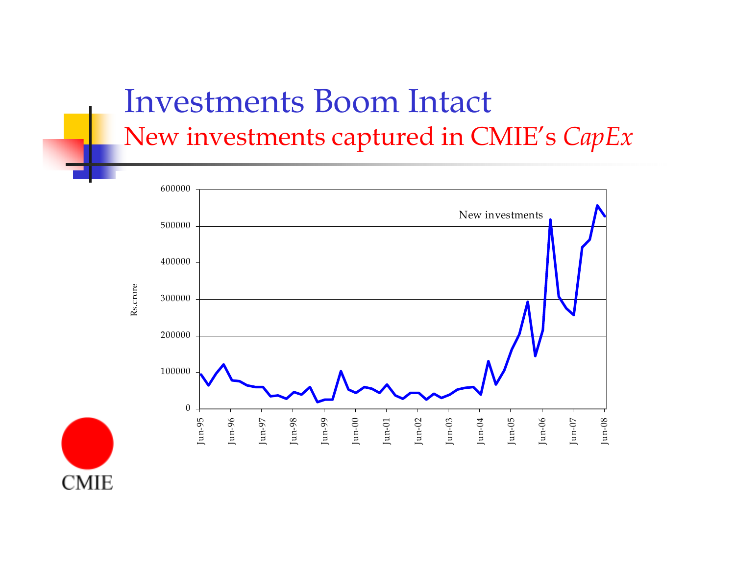# Investments Boom Intact

## New investments captured in CMIE's *CapEx*

New investments

Rs.crore

600000
500000
400000
300000
200000
100000
0

Jun-95 Jun-96 Jun-97 Jun-98 Jun-99 Jun-00 Jun-01 Jun-02 Jun-03 Jun-04 Jun-05 Jun-06 Jun-07 Jun-08

CMIE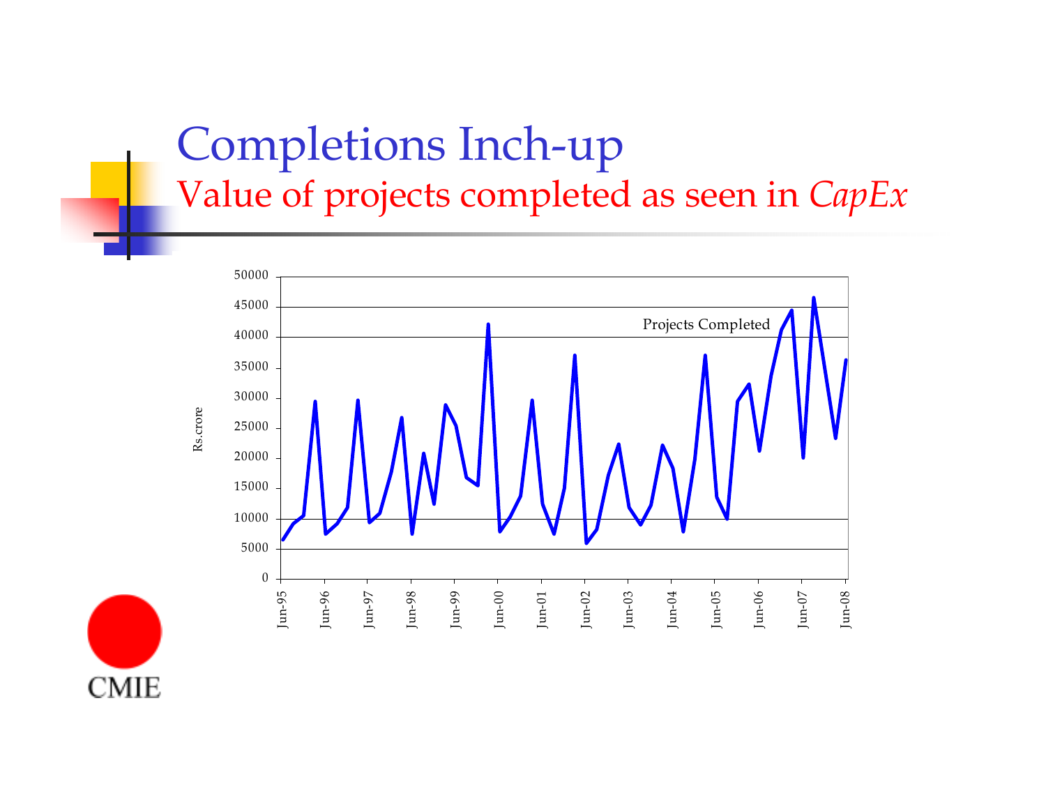# Completions Inch-up

## Value of projects completed as seen in *CapEx*

Projects Completed

Rs.crore

CMIE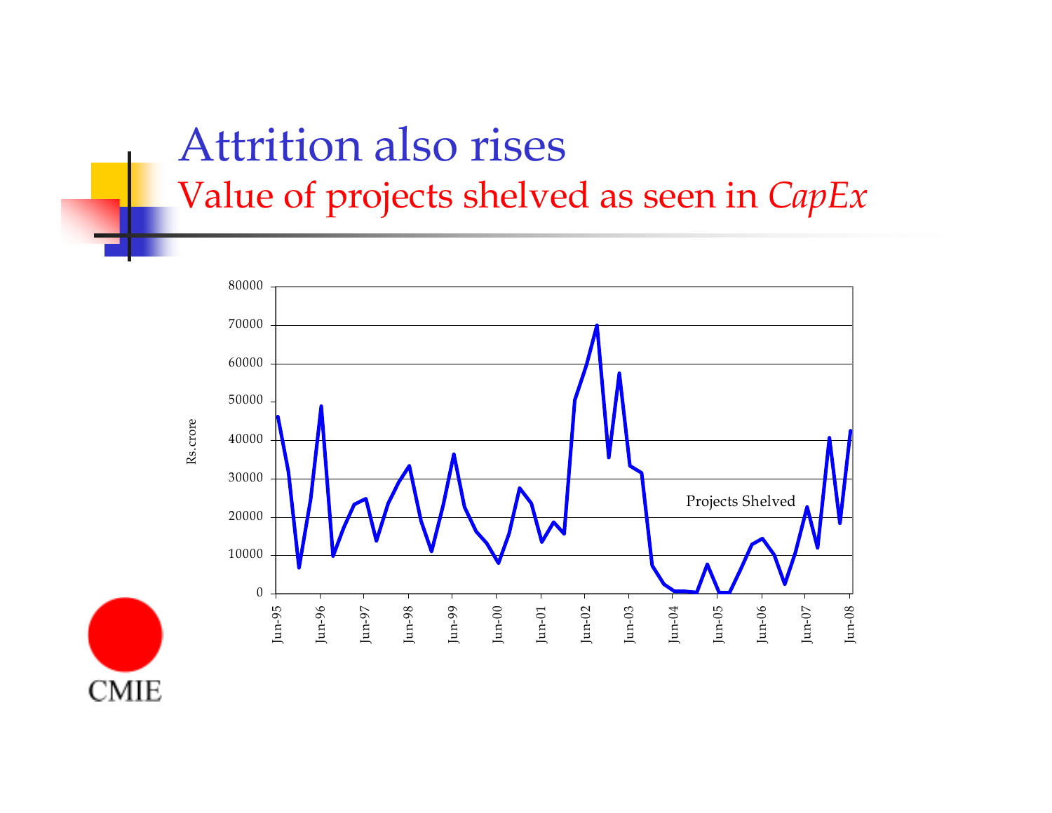# Attrition also rises

## Value of projects shelved as seen in *CapEx*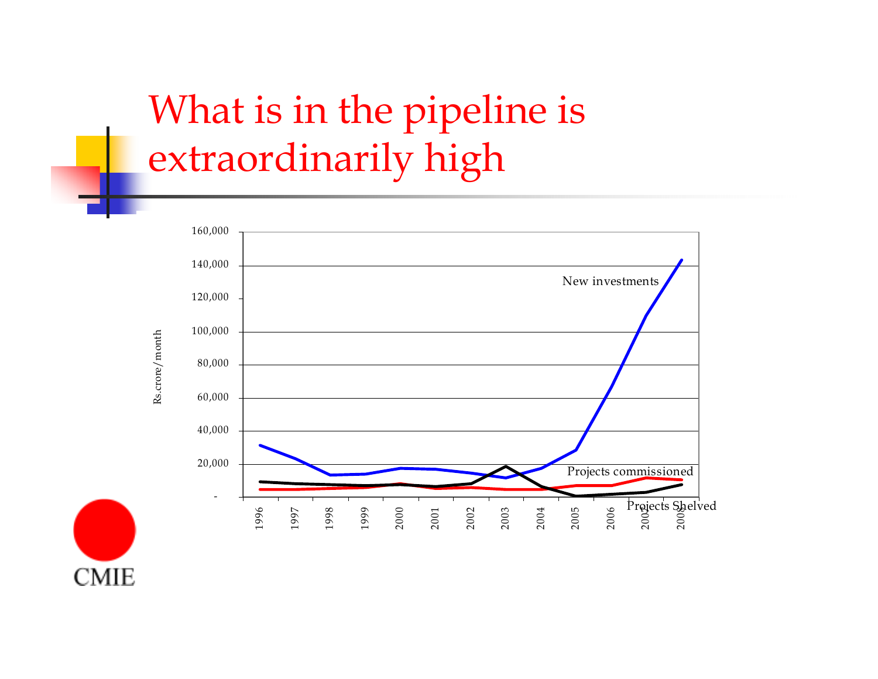# What is in the pipeline is extraordinarily high

Rs.crore/month

New investments

Projects commissioned

Projects Shelved

160,000
140,000
120,000
100,000
80,000
60,000
40,000
20,000
-

1996 1997 1998 1999 2000 2001 2002 2003 2004 2005 2006 2007 2008

CMIE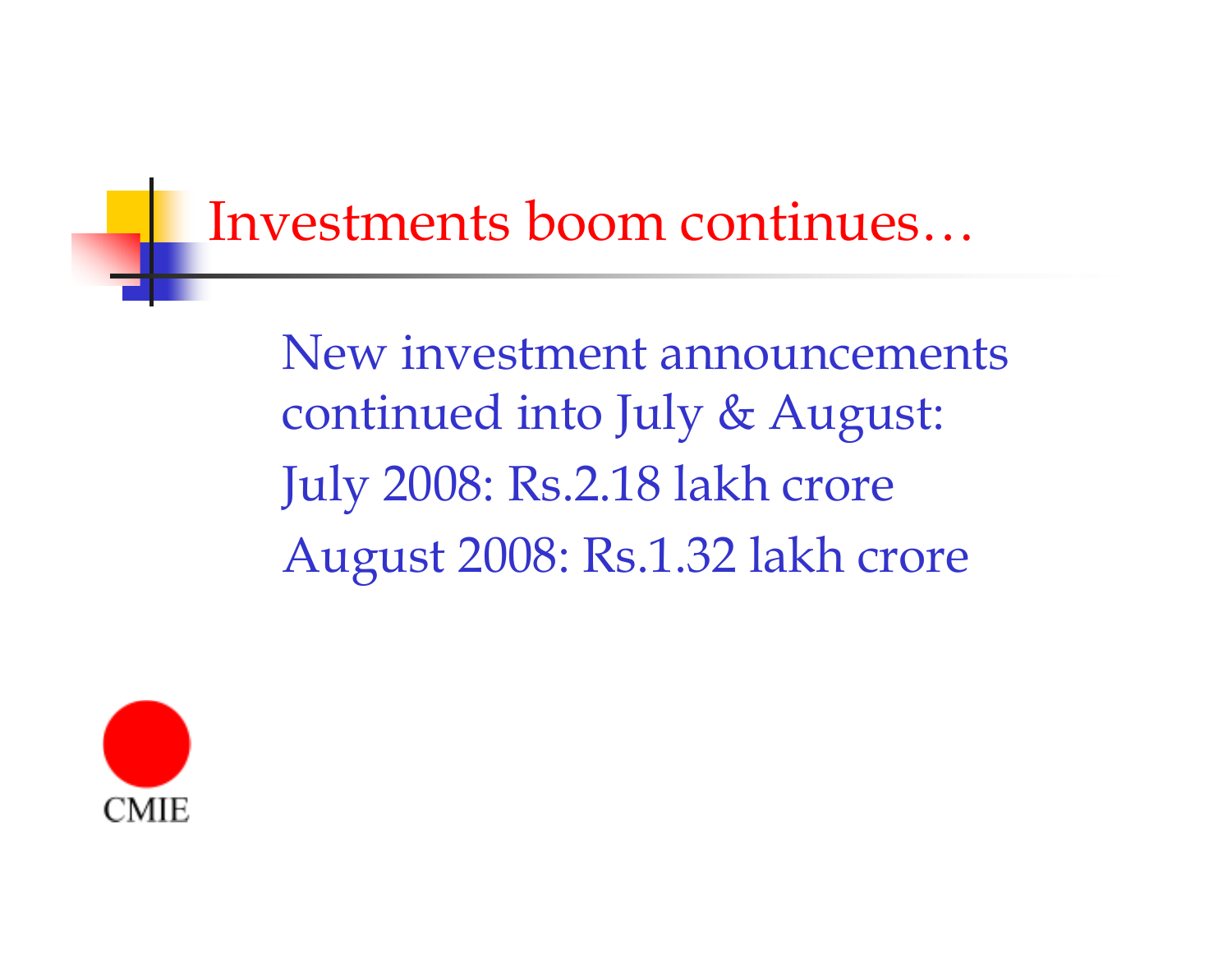# Investments boom continues…

New investment announcements continued into July & August:

July 2008: Rs.2.18 lakh crore

August 2008: Rs.1.32 lakh crore

CMIE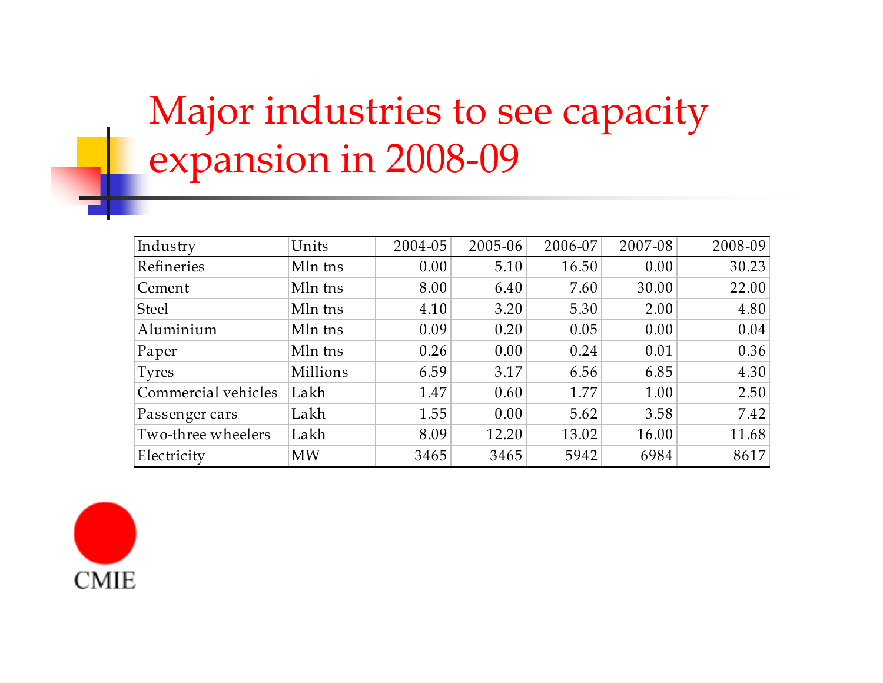# Major industries to see capacity expansion in 2008-09

| Industry | Units | 2004-05 | 2005-06 | 2006-07 | 2007-08 | 2008-09 |
|---|---|---|---|---|---|---|
| Refineries | Mln tns | 0.00 | 5.10 | 16.50 | 0.00 | 30.23 |
| Cement | Mln tns | 8.00 | 6.40 | 7.60 | 30.00 | 22.00 |
| Steel | Mln tns | 4.10 | 3.20 | 5.30 | 2.00 | 4.80 |
| Aluminium | Mln tns | 0.09 | 0.20 | 0.05 | 0.00 | 0.04 |
| Paper | Mln tns | 0.26 | 0.00 | 0.24 | 0.01 | 0.36 |
| Tyres | Millions | 6.59 | 3.17 | 6.56 | 6.85 | 4.30 |
| Commercial vehicles | Lakh | 1.47 | 0.60 | 1.77 | 1.00 | 2.50 |
| Passenger cars | Lakh | 1.55 | 0.00 | 5.62 | 3.58 | 7.42 |
| Two-three wheelers | Lakh | 8.09 | 12.20 | 13.02 | 16.00 | 11.68 |
| Electricity | MW | 3465 | 3465 | 5942 | 6984 | 8617 |

CMIE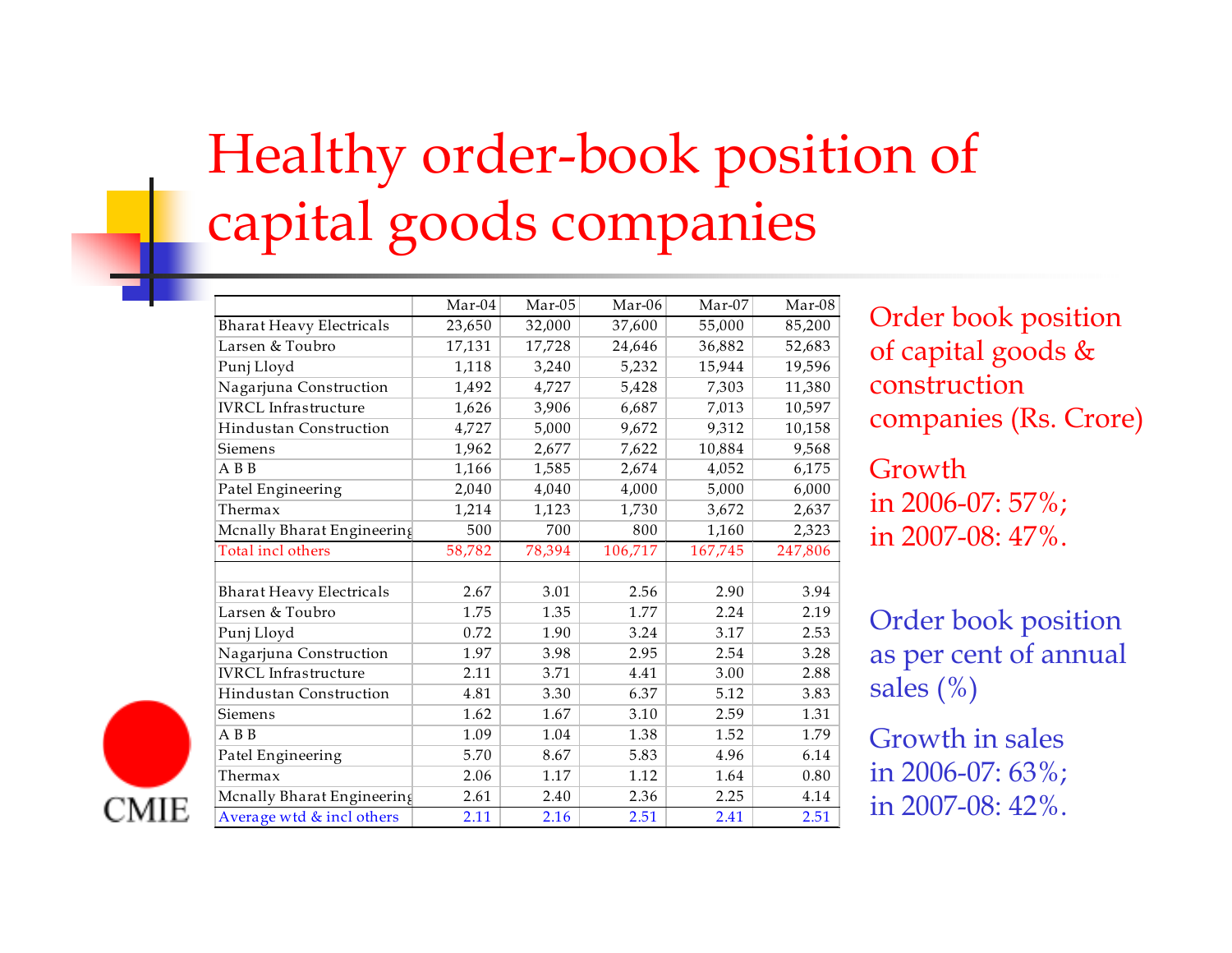# Healthy order-book position of capital goods companies

| | Mar-04 | Mar-05 | Mar-06 | Mar-07 | Mar-08 |
|---|---|---|---|---|---|
| Bharat Heavy Electricals | 23,650 | 32,000 | 37,600 | 55,000 | 85,200 |
| Larsen & Toubro | 17,131 | 17,728 | 24,646 | 36,882 | 52,683 |
| Punj Lloyd | 1,118 | 3,240 | 5,232 | 15,944 | 19,596 |
| Nagarjuna Construction | 1,492 | 4,727 | 5,428 | 7,303 | 11,380 |
| IVRCL Infrastructure | 1,626 | 3,906 | 6,687 | 7,013 | 10,597 |
| Hindustan Construction | 4,727 | 5,000 | 9,672 | 9,312 | 10,158 |
| Siemens | 1,962 | 2,677 | 7,622 | 10,884 | 9,568 |
| A B B | 1,166 | 1,585 | 2,674 | 4,052 | 6,175 |
| Patel Engineering | 2,040 | 4,040 | 4,000 | 5,000 | 6,000 |
| Thermax | 1,214 | 1,123 | 1,730 | 3,672 | 2,637 |
| Mcnally Bharat Engineering | 500 | 700 | 800 | 1,160 | 2,323 |
| Total incl others | 58,782 | 78,394 | 106,717 | 167,745 | 247,806 |
| | | | | | |
| Bharat Heavy Electricals | 2.67 | 3.01 | 2.56 | 2.90 | 3.94 |
| Larsen & Toubro | 1.75 | 1.35 | 1.77 | 2.24 | 2.19 |
| Punj Lloyd | 0.72 | 1.90 | 3.24 | 3.17 | 2.53 |
| Nagarjuna Construction | 1.97 | 3.98 | 2.95 | 2.54 | 3.28 |
| IVRCL Infrastructure | 2.11 | 3.71 | 4.41 | 3.00 | 2.88 |
| Hindustan Construction | 4.81 | 3.30 | 6.37 | 5.12 | 3.83 |
| Siemens | 1.62 | 1.67 | 3.10 | 2.59 | 1.31 |
| A B B | 1.09 | 1.04 | 1.38 | 1.52 | 1.79 |
| Patel Engineering | 5.70 | 8.67 | 5.83 | 4.96 | 6.14 |
| Thermax | 2.06 | 1.17 | 1.12 | 1.64 | 0.80 |
| Mcnally Bharat Engineering | 2.61 | 2.40 | 2.36 | 2.25 | 4.14 |
| Average wtd & incl others | 2.11 | 2.16 | 2.51 | 2.41 | 2.51 |

Order book position of capital goods & construction companies (Rs. Crore)

Growth
in 2006-07: 57%;
in 2007-08: 47%.

Order book position as per cent of annual sales (%)

Growth in sales
in 2006-07: 63%;
in 2007-08: 42%.

CMIE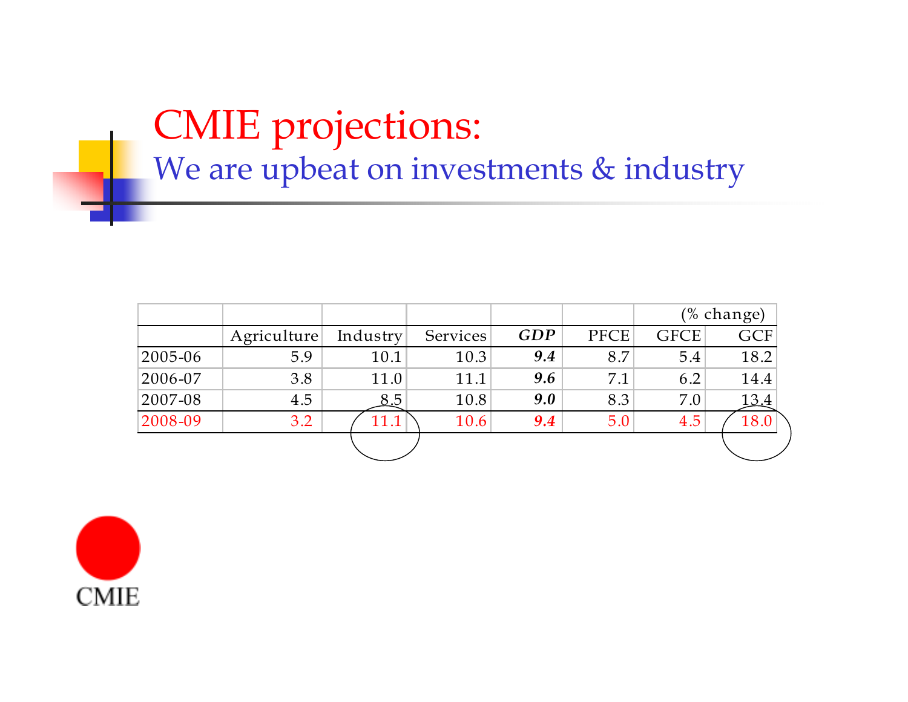# CMIE projections:

## We are upbeat on investments & industry

| | | | | | | (% change) | |
|---|---|---|---|---|---|---|---|
| | Agriculture | Industry | Services | ***GDP*** | PFCE | GFCE | GCF |
| 2005-06 | 5.9 | 10.1 | 10.3 | ***9.4*** | 8.7 | 5.4 | 18.2 |
| 2006-07 | 3.8 | 11.0 | 11.1 | ***9.6*** | 7.1 | 6.2 | 14.4 |
| 2007-08 | 4.5 | 8.5 | 10.8 | ***9.0*** | 8.3 | 7.0 | 13.4 |
| 2008-09 | 3.2 | 11.1 | 10.6 | ***9.4*** | 5.0 | 4.5 | 18.0 |

CMIE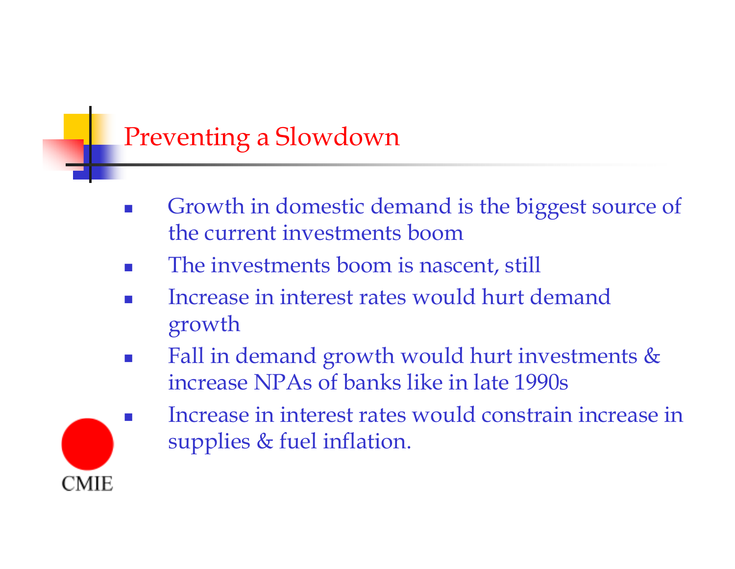# Preventing a Slowdown

- Growth in domestic demand is the biggest source of the current investments boom
- The investments boom is nascent, still
- Increase in interest rates would hurt demand growth
- Fall in demand growth would hurt investments & increase NPAs of banks like in late 1990s
- Increase in interest rates would constrain increase in supplies & fuel inflation.

CMIE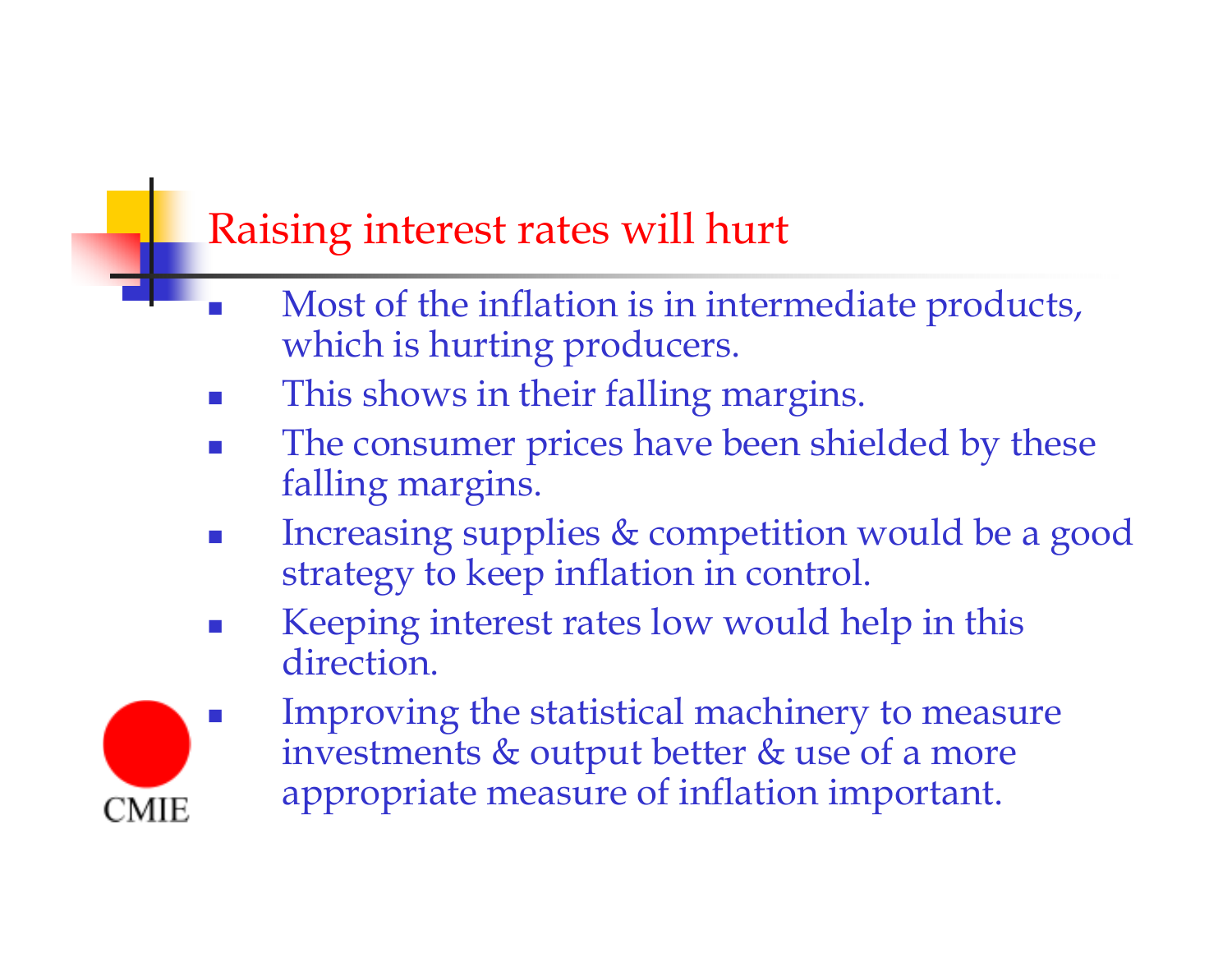# Raising interest rates will hurt

- Most of the inflation is in intermediate products, which is hurting producers.
- This shows in their falling margins.
- The consumer prices have been shielded by these falling margins.
- Increasing supplies & competition would be a good strategy to keep inflation in control.
- Keeping interest rates low would help in this direction.
- Improving the statistical machinery to measure investments & output better & use of a more appropriate measure of inflation important.

CMIE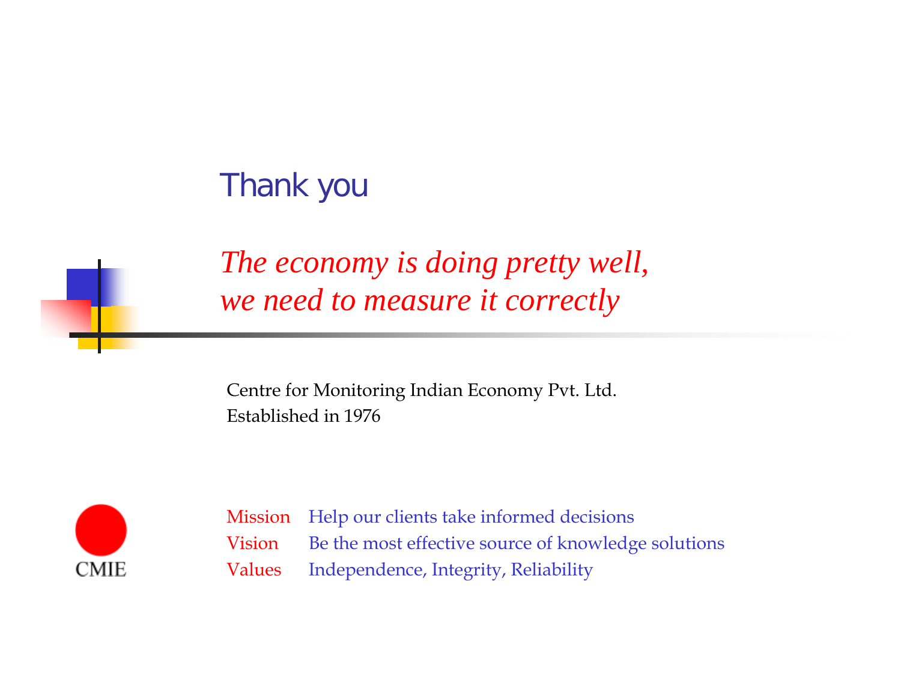# Thank you

*The economy is doing pretty well,*
*we need to measure it correctly*

Centre for Monitoring Indian Economy Pvt. Ltd.
Established in 1976

CMIE

| | |
|---|---|
| Mission | Help our clients take informed decisions |
| Vision | Be the most effective source of knowledge solutions |
| Values | Independence, Integrity, Reliability |